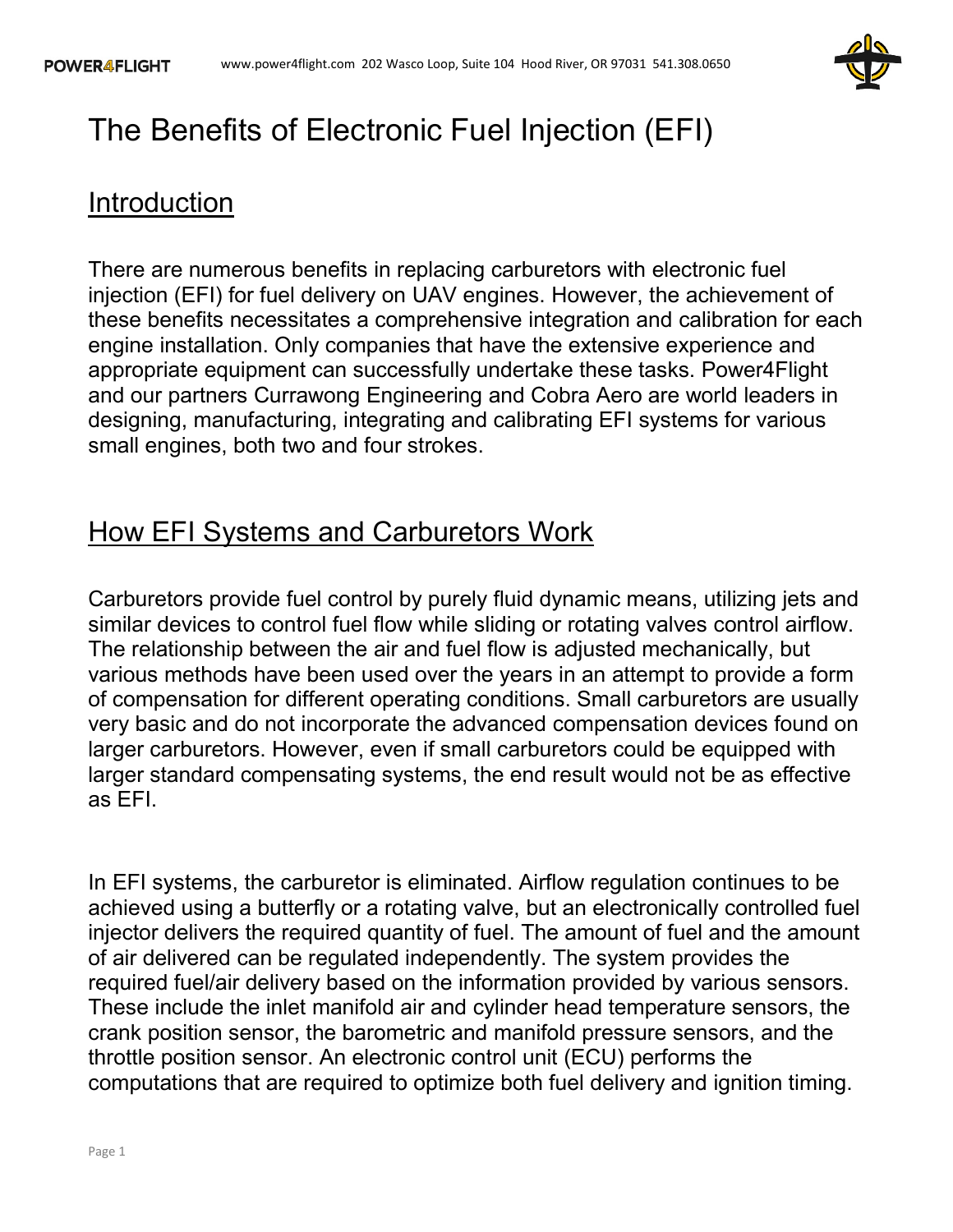# The Benefits of Electronic Fuel Injection (EFI)

## Introduction

There are numerous benefits in replacing carburetors with electronic fuel injection (EFI) for fuel delivery on UAV engines. However, the achievement of these benefits necessitates a comprehensive integration and calibration for each engine installation. Only companies that have the extensive experience and appropriate equipment can successfully undertake these tasks. Power4Flight and our partners Currawong Engineering and Cobra Aero are world leaders in designing, manufacturing, integrating and calibrating EFI systems for various small engines, both two and four strokes.

## How EFI Systems and Carburetors Work

Carburetors provide fuel control by purely fluid dynamic means, utilizing jets and similar devices to control fuel flow while sliding or rotating valves control airflow. The relationship between the air and fuel flow is adjusted mechanically, but various methods have been used over the years in an attempt to provide a form of compensation for different operating conditions. Small carburetors are usually very basic and do not incorporate the advanced compensation devices found on larger carburetors. However, even if small carburetors could be equipped with larger standard compensating systems, the end result would not be as effective as EFI.

In EFI systems, the carburetor is eliminated. Airflow regulation continues to be achieved using a butterfly or a rotating valve, but an electronically controlled fuel injector delivers the required quantity of fuel. The amount of fuel and the amount of air delivered can be regulated independently. The system provides the required fuel/air delivery based on the information provided by various sensors. These include the inlet manifold air and cylinder head temperature sensors, the crank position sensor, the barometric and manifold pressure sensors, and the throttle position sensor. An electronic control unit (ECU) performs the computations that are required to optimize both fuel delivery and ignition timing.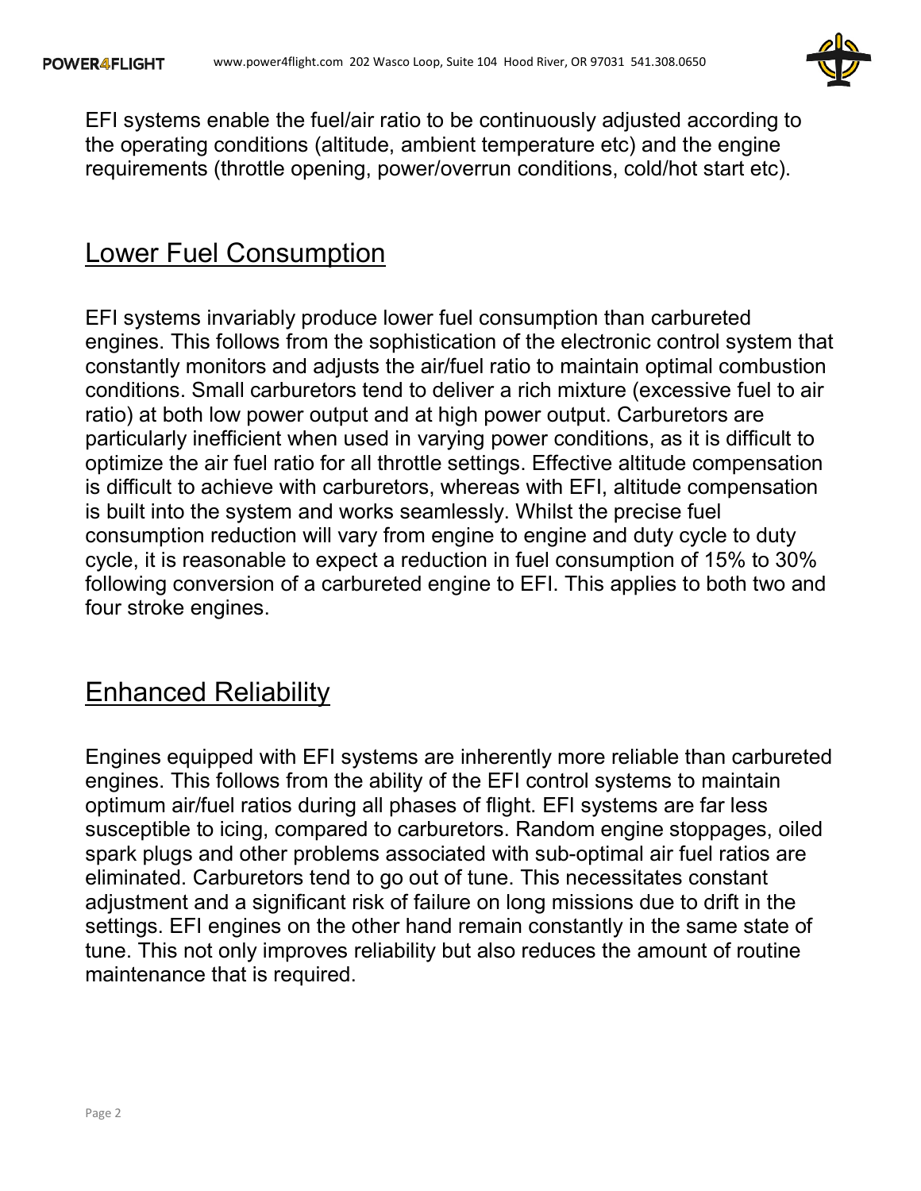EFI systems enable the fuel/air ratio to be continuously adjusted according to the operating conditions (altitude, ambient temperature etc) and the engine requirements (throttle opening, power/overrun conditions, cold/hot start etc).

## Lower Fuel Consumption

EFI systems invariably produce lower fuel consumption than carbureted engines. This follows from the sophistication of the electronic control system that constantly monitors and adjusts the air/fuel ratio to maintain optimal combustion conditions. Small carburetors tend to deliver a rich mixture (excessive fuel to air ratio) at both low power output and at high power output. Carburetors are particularly inefficient when used in varying power conditions, as it is difficult to optimize the air fuel ratio for all throttle settings. Effective altitude compensation is difficult to achieve with carburetors, whereas with EFI, altitude compensation is built into the system and works seamlessly. Whilst the precise fuel consumption reduction will vary from engine to engine and duty cycle to duty cycle, it is reasonable to expect a reduction in fuel consumption of 15% to 30% following conversion of a carbureted engine to EFI. This applies to both two and four stroke engines.

## Enhanced Reliability

Engines equipped with EFI systems are inherently more reliable than carbureted engines. This follows from the ability of the EFI control systems to maintain optimum air/fuel ratios during all phases of flight. EFI systems are far less susceptible to icing, compared to carburetors. Random engine stoppages, oiled spark plugs and other problems associated with sub-optimal air fuel ratios are eliminated. Carburetors tend to go out of tune. This necessitates constant adjustment and a significant risk of failure on long missions due to drift in the settings. EFI engines on the other hand remain constantly in the same state of tune. This not only improves reliability but also reduces the amount of routine maintenance that is required.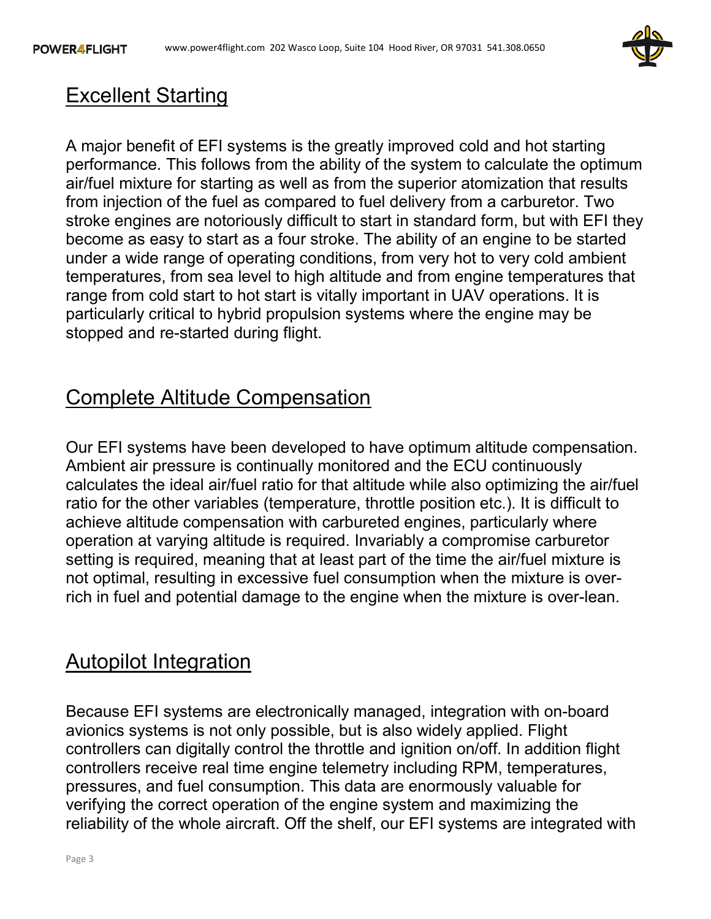## Excellent Starting

A major benefit of EFI systems is the greatly improved cold and hot starting performance. This follows from the ability of the system to calculate the optimum air/fuel mixture for starting as well as from the superior atomization that results from injection of the fuel as compared to fuel delivery from a carburetor. Two stroke engines are notoriously difficult to start in standard form, but with EFI they become as easy to start as a four stroke. The ability of an engine to be started under a wide range of operating conditions, from very hot to very cold ambient temperatures, from sea level to high altitude and from engine temperatures that range from cold start to hot start is vitally important in UAV operations. It is particularly critical to hybrid propulsion systems where the engine may be stopped and re-started during flight.

## Complete Altitude Compensation

Our EFI systems have been developed to have optimum altitude compensation. Ambient air pressure is continually monitored and the ECU continuously calculates the ideal air/fuel ratio for that altitude while also optimizing the air/fuel ratio for the other variables (temperature, throttle position etc.). It is difficult to achieve altitude compensation with carbureted engines, particularly where operation at varying altitude is required. Invariably a compromise carburetor setting is required, meaning that at least part of the time the air/fuel mixture is not optimal, resulting in excessive fuel consumption when the mixture is over-rich in fuel and potential damage to the engine when the mixture is over-lean.

## Autopilot Integration

Because EFI systems are electronically managed, integration with on-board avionics systems is not only possible, but is also widely applied. Flight controllers can digitally control the throttle and ignition on/off. In addition flight controllers receive real time engine telemetry including RPM, temperatures, pressures, and fuel consumption. This data are enormously valuable for verifying the correct operation of the engine system and maximizing the reliability of the whole aircraft. Off the shelf, our EFI systems are integrated with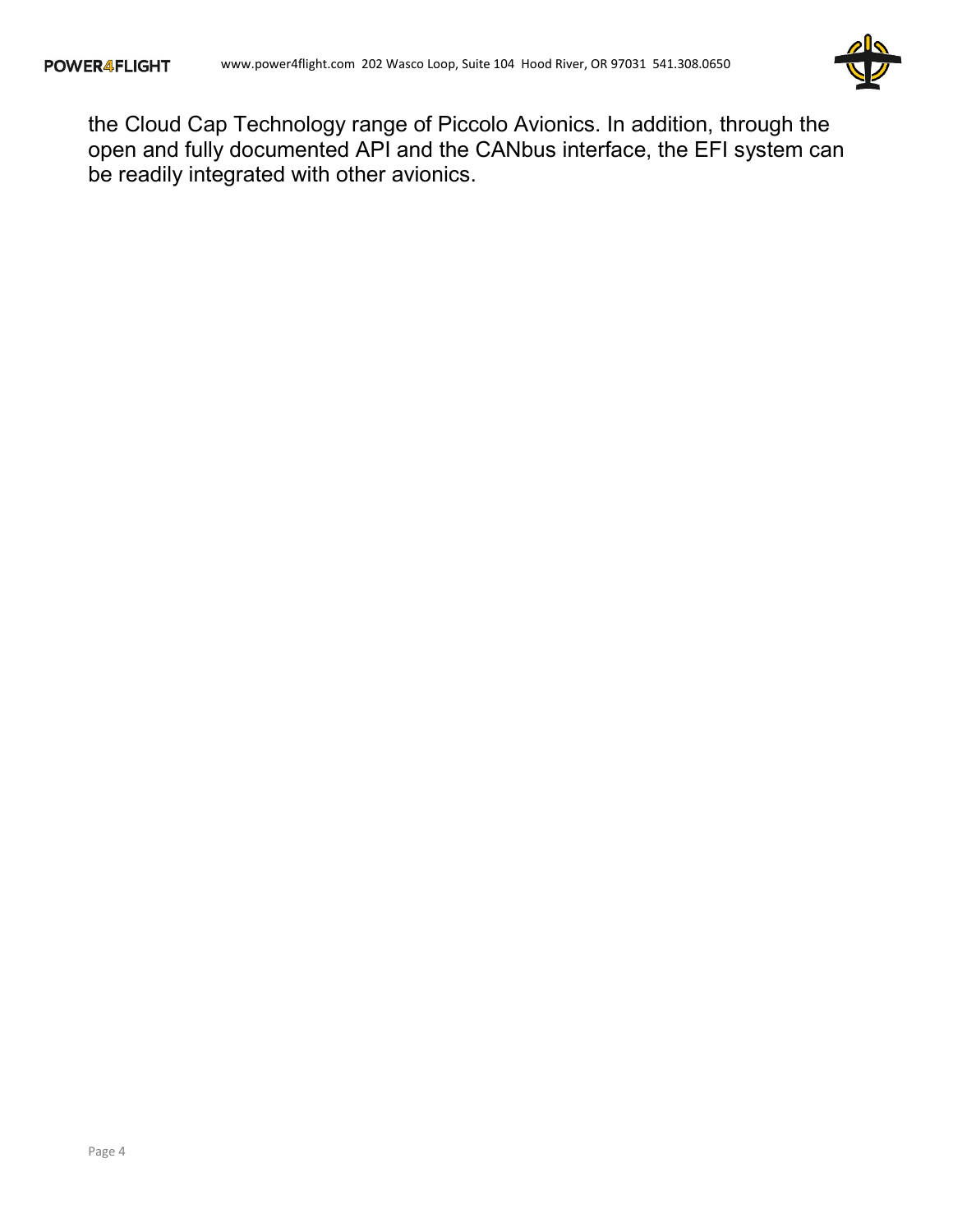the Cloud Cap Technology range of Piccolo Avionics. In addition, through the open and fully documented API and the CANbus interface, the EFI system can be readily integrated with other avionics.